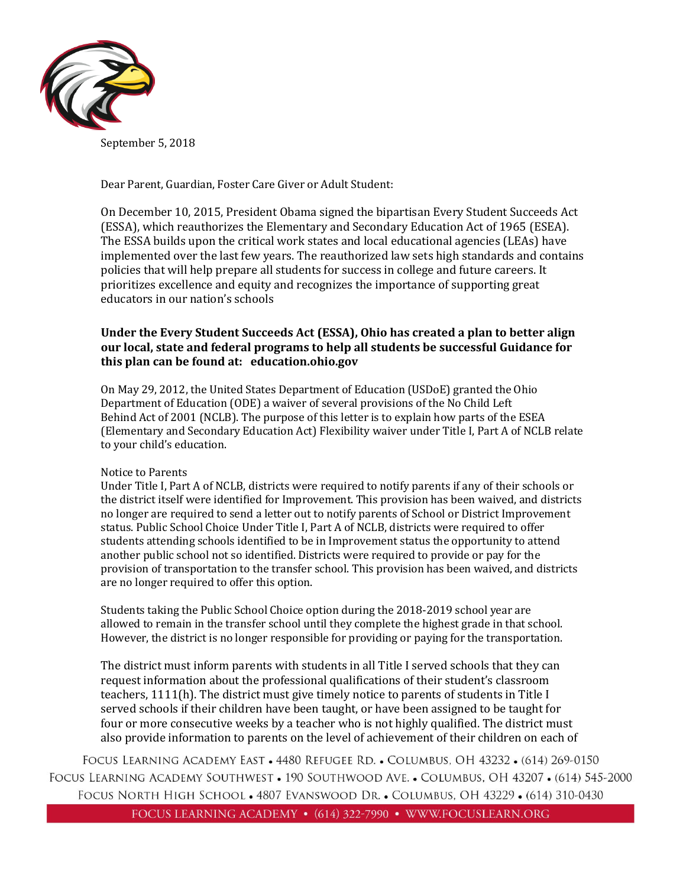September 5, 2018

Dear Parent, Guardian, Foster Care Giver or Adult Student:

On December 10, 2015, President Obama signed the bipartisan Every Student Succeeds Act (ESSA), which reauthorizes the Elementary and Secondary Education Act of 1965 (ESEA). The ESSA builds upon the critical work states and local educational agencies (LEAs) have implemented over the last few years. The reauthorized law sets high standards and contains policies that will help prepare all students for success in college and future careers. It prioritizes excellence and equity and recognizes the importance of supporting great educators in our nation's schools

**Under the Every Student Succeeds Act (ESSA), Ohio has created a plan to better align our local, state and federal programs to help all students be successful Guidance for this plan can be found at: education.ohio.gov**

On May 29, 2012, the United States Department of Education (USDoE) granted the Ohio Department of Education (ODE) a waiver of several provisions of the No Child Left Behind Act of 2001 (NCLB). The purpose of this letter is to explain how parts of the ESEA (Elementary and Secondary Education Act) Flexibility waiver under Title I, Part A of NCLB relate to your child's education.

Notice to Parents

Under Title I, Part A of NCLB, districts were required to notify parents if any of their schools or the district itself were identified for Improvement. This provision has been waived, and districts no longer are required to send a letter out to notify parents of School or District Improvement status. Public School Choice Under Title I, Part A of NCLB, districts were required to offer students attending schools identified to be in Improvement status the opportunity to attend another public school not so identified. Districts were required to provide or pay for the provision of transportation to the transfer school. This provision has been waived, and districts are no longer required to offer this option.

Students taking the Public School Choice option during the 2018-2019 school year are allowed to remain in the transfer school until they complete the highest grade in that school. However, the district is no longer responsible for providing or paying for the transportation.

The district must inform parents with students in all Title I served schools that they can request information about the professional qualifications of their student's classroom teachers, 1111(h). The district must give timely notice to parents of students in Title I served schools if their children have been taught, or have been assigned to be taught for four or more consecutive weeks by a teacher who is not highly qualified. The district must also provide information to parents on the level of achievement of their children on each of

Focus Learning Academy East • 4480 Refugee Rd. • Columbus, OH 43232 • (614) 269-0150
Focus Learning Academy Southwest • 190 Southwood Ave. • Columbus, OH 43207 • (614) 545-2000
Focus North High School • 4807 Evanswood Dr. • Columbus, OH 43229 • (614) 310-0430
FOCUS LEARNING ACADEMY • (614) 322-7990 • WWW.FOCUSLEARN.ORG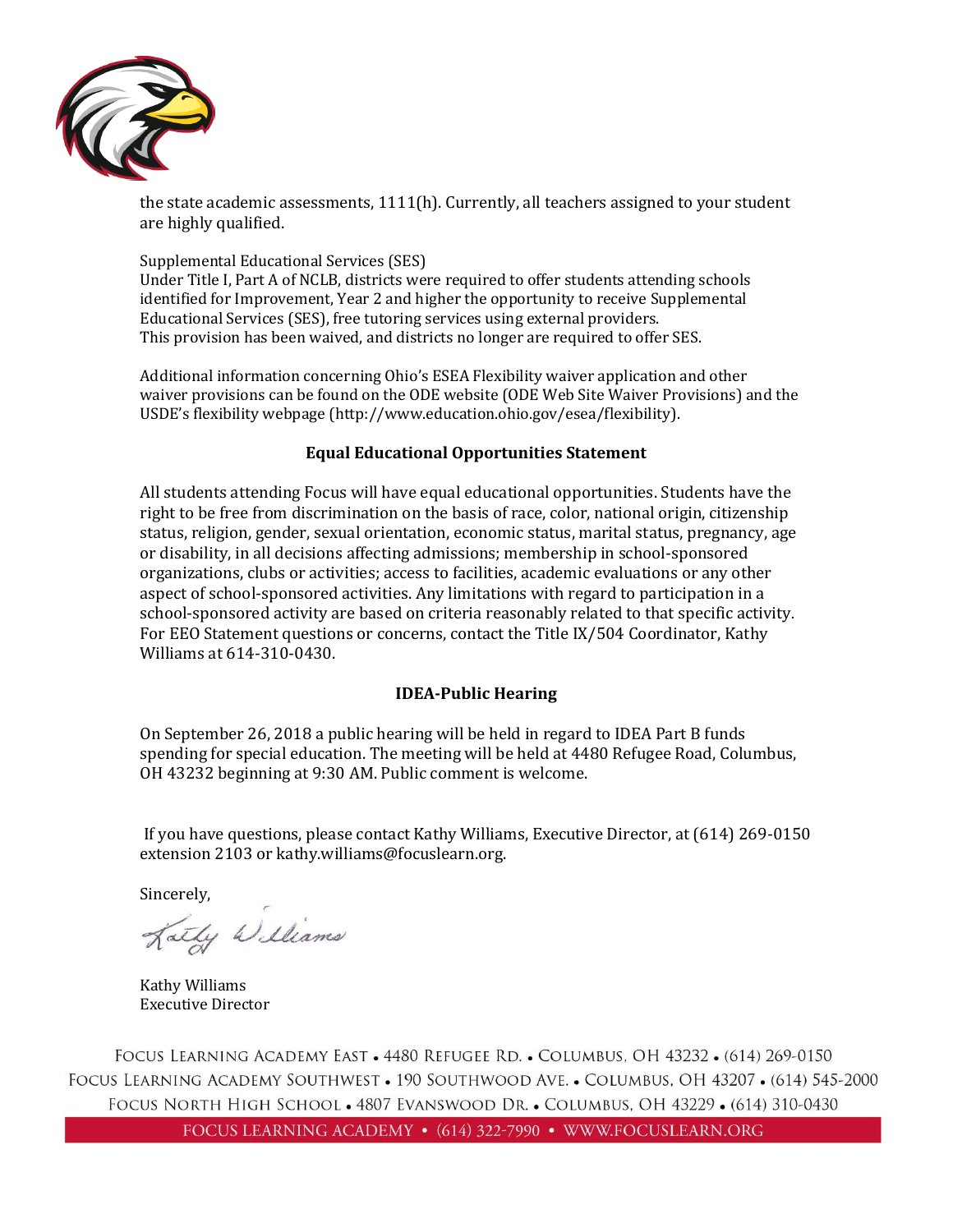the state academic assessments, 1111(h). Currently, all teachers assigned to your student are highly qualified.

Supplemental Educational Services (SES)
Under Title I, Part A of NCLB, districts were required to offer students attending schools identified for Improvement, Year 2 and higher the opportunity to receive Supplemental Educational Services (SES), free tutoring services using external providers.
This provision has been waived, and districts no longer are required to offer SES.

Additional information concerning Ohio's ESEA Flexibility waiver application and other waiver provisions can be found on the ODE website (ODE Web Site Waiver Provisions) and the USDE's flexibility webpage (http://www.education.ohio.gov/esea/flexibility).

**Equal Educational Opportunities Statement**

All students attending Focus will have equal educational opportunities. Students have the right to be free from discrimination on the basis of race, color, national origin, citizenship status, religion, gender, sexual orientation, economic status, marital status, pregnancy, age or disability, in all decisions affecting admissions; membership in school-sponsored organizations, clubs or activities; access to facilities, academic evaluations or any other aspect of school-sponsored activities. Any limitations with regard to participation in a school-sponsored activity are based on criteria reasonably related to that specific activity. For EEO Statement questions or concerns, contact the Title IX/504 Coordinator, Kathy Williams at 614-310-0430.

**IDEA-Public Hearing**

On September 26, 2018 a public hearing will be held in regard to IDEA Part B funds spending for special education. The meeting will be held at 4480 Refugee Road, Columbus, OH 43232 beginning at 9:30 AM. Public comment is welcome.

If you have questions, please contact Kathy Williams, Executive Director, at (614) 269-0150 extension 2103 or kathy.williams@focuslearn.org.

Sincerely,

Kathy Williams

Kathy Williams
Executive Director

FOCUS LEARNING ACADEMY EAST • 4480 REFUGEE RD. • COLUMBUS, OH 43232 • (614) 269-0150
FOCUS LEARNING ACADEMY SOUTHWEST • 190 SOUTHWOOD AVE. • COLUMBUS, OH 43207 • (614) 545-2000
FOCUS NORTH HIGH SCHOOL • 4807 EVANSWOOD DR. • COLUMBUS, OH 43229 • (614) 310-0430
FOCUS LEARNING ACADEMY • (614) 322-7990 • WWW.FOCUSLEARN.ORG